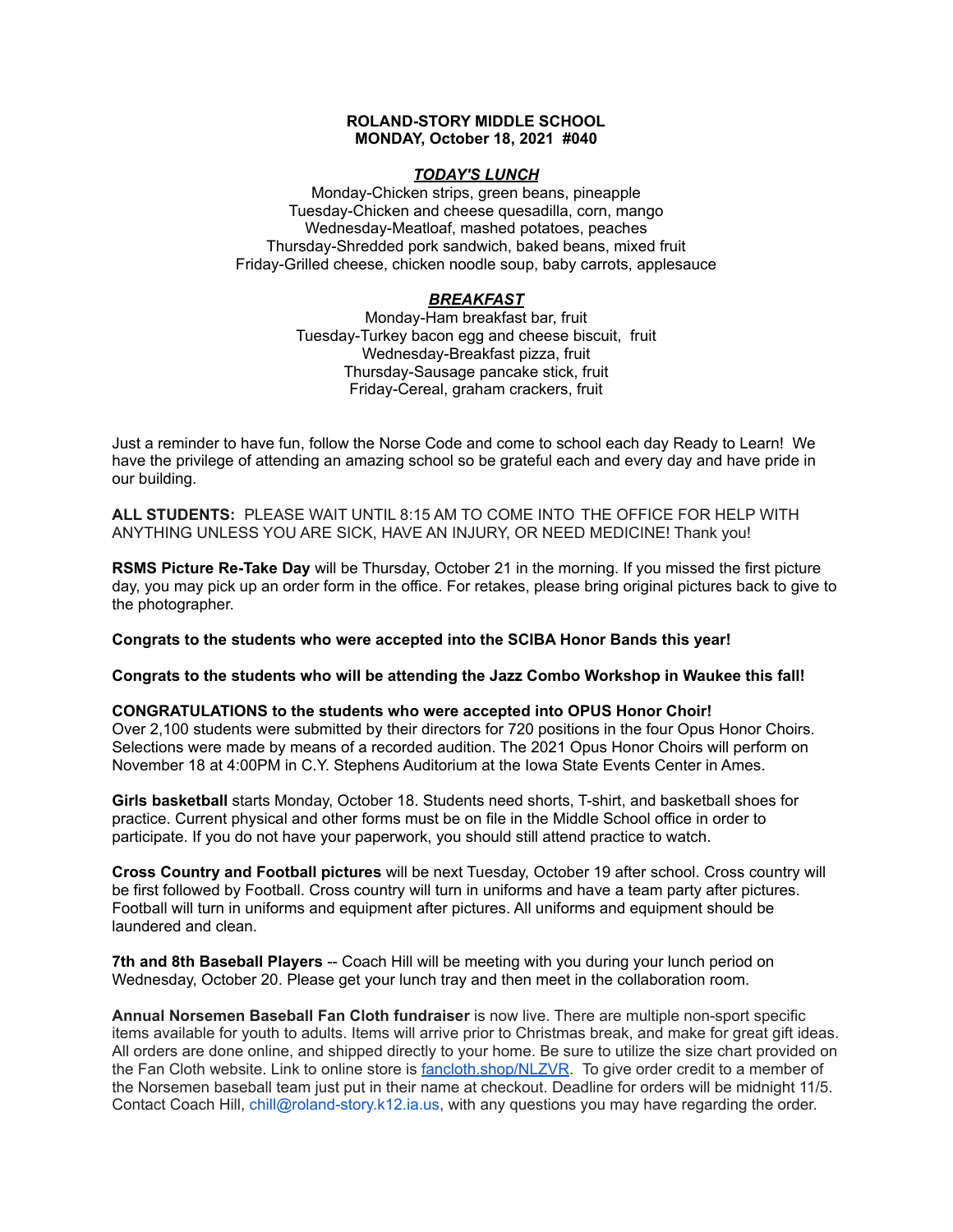# ROLAND-STORY MIDDLE SCHOOL
## MONDAY, October 18, 2021 #040

### ***TODAY'S LUNCH***

Monday-Chicken strips, green beans, pineapple
Tuesday-Chicken and cheese quesadilla, corn, mango
Wednesday-Meatloaf, mashed potatoes, peaches
Thursday-Shredded pork sandwich, baked beans, mixed fruit
Friday-Grilled cheese, chicken noodle soup, baby carrots, applesauce

### ***BREAKFAST***

Monday-Ham breakfast bar, fruit
Tuesday-Turkey bacon egg and cheese biscuit, fruit
Wednesday-Breakfast pizza, fruit
Thursday-Sausage pancake stick, fruit
Friday-Cereal, graham crackers, fruit

Just a reminder to have fun, follow the Norse Code and come to school each day Ready to Learn! We have the privilege of attending an amazing school so be grateful each and every day and have pride in our building.

**ALL STUDENTS:** PLEASE WAIT UNTIL 8:15 AM TO COME INTO THE OFFICE FOR HELP WITH ANYTHING UNLESS YOU ARE SICK, HAVE AN INJURY, OR NEED MEDICINE! Thank you!

**RSMS Picture Re-Take Day** will be Thursday, October 21 in the morning. If you missed the first picture day, you may pick up an order form in the office. For retakes, please bring original pictures back to give to the photographer.

**Congrats to the students who were accepted into the SCIBA Honor Bands this year!**

**Congrats to the students who will be attending the Jazz Combo Workshop in Waukee this fall!**

**CONGRATULATIONS to the students who were accepted into OPUS Honor Choir!**
Over 2,100 students were submitted by their directors for 720 positions in the four Opus Honor Choirs. Selections were made by means of a recorded audition. The 2021 Opus Honor Choirs will perform on November 18 at 4:00PM in C.Y. Stephens Auditorium at the Iowa State Events Center in Ames.

**Girls basketball** starts Monday, October 18. Students need shorts, T-shirt, and basketball shoes for practice. Current physical and other forms must be on file in the Middle School office in order to participate. If you do not have your paperwork, you should still attend practice to watch.

**Cross Country and Football pictures** will be next Tuesday, October 19 after school. Cross country will be first followed by Football. Cross country will turn in uniforms and have a team party after pictures. Football will turn in uniforms and equipment after pictures. All uniforms and equipment should be laundered and clean.

**7th and 8th Baseball Players** -- Coach Hill will be meeting with you during your lunch period on Wednesday, October 20. Please get your lunch tray and then meet in the collaboration room.

**Annual Norsemen Baseball Fan Cloth fundraiser** is now live. There are multiple non-sport specific items available for youth to adults. Items will arrive prior to Christmas break, and make for great gift ideas. All orders are done online, and shipped directly to your home. Be sure to utilize the size chart provided on the Fan Cloth website. Link to online store is [fancloth.shop/NLZVR](fancloth.shop/NLZVR). To give order credit to a member of the Norsemen baseball team just put in their name at checkout. Deadline for orders will be midnight 11/5. Contact Coach Hill, chill@roland-story.k12.ia.us, with any questions you may have regarding the order.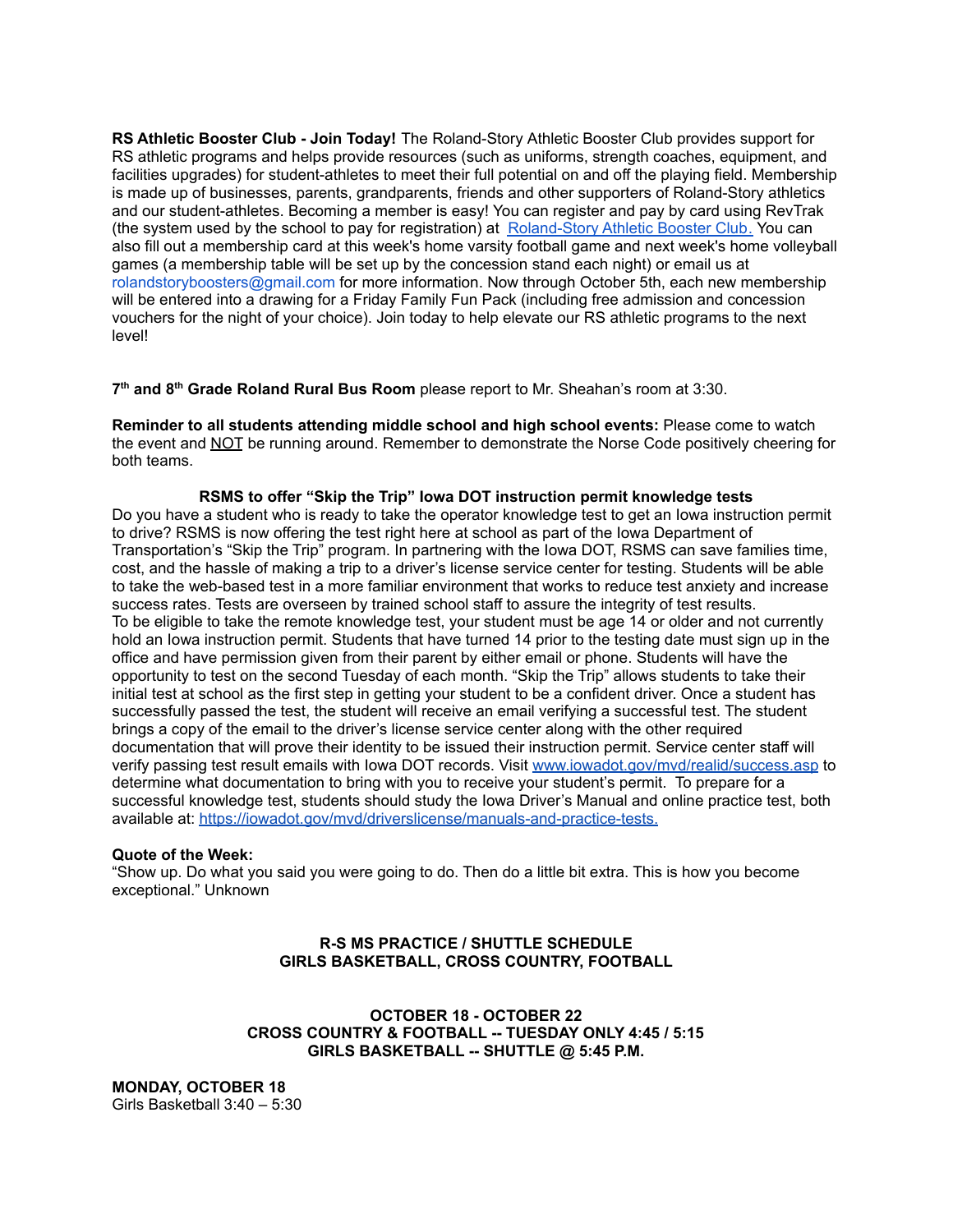**RS Athletic Booster Club - Join Today!** The Roland-Story Athletic Booster Club provides support for RS athletic programs and helps provide resources (such as uniforms, strength coaches, equipment, and facilities upgrades) for student-athletes to meet their full potential on and off the playing field. Membership is made up of businesses, parents, grandparents, friends and other supporters of Roland-Story athletics and our student-athletes. Becoming a member is easy! You can register and pay by card using RevTrak (the system used by the school to pay for registration) at [Roland-Story Athletic Booster Club.](Roland-Story Athletic Booster Club.) You can also fill out a membership card at this week's home varsity football game and next week's home volleyball games (a membership table will be set up by the concession stand each night) or email us at rolandstoryboosters@gmail.com for more information. Now through October 5th, each new membership will be entered into a drawing for a Friday Family Fun Pack (including free admission and concession vouchers for the night of your choice). Join today to help elevate our RS athletic programs to the next level!

**7th and 8th Grade Roland Rural Bus Room** please report to Mr. Sheahan's room at 3:30.

**Reminder to all students attending middle school and high school events:** Please come to watch the event and NOT be running around. Remember to demonstrate the Norse Code positively cheering for both teams.

**RSMS to offer "Skip the Trip" Iowa DOT instruction permit knowledge tests**

Do you have a student who is ready to take the operator knowledge test to get an Iowa instruction permit to drive? RSMS is now offering the test right here at school as part of the Iowa Department of Transportation's "Skip the Trip" program. In partnering with the Iowa DOT, RSMS can save families time, cost, and the hassle of making a trip to a driver's license service center for testing. Students will be able to take the web-based test in a more familiar environment that works to reduce test anxiety and increase success rates. Tests are overseen by trained school staff to assure the integrity of test results.
To be eligible to take the remote knowledge test, your student must be age 14 or older and not currently hold an Iowa instruction permit. Students that have turned 14 prior to the testing date must sign up in the office and have permission given from their parent by either email or phone. Students will have the opportunity to test on the second Tuesday of each month. "Skip the Trip" allows students to take their initial test at school as the first step in getting your student to be a confident driver. Once a student has successfully passed the test, the student will receive an email verifying a successful test. The student brings a copy of the email to the driver's license service center along with the other required documentation that will prove their identity to be issued their instruction permit. Service center staff will verify passing test result emails with Iowa DOT records. Visit [www.iowadot.gov/mvd/realid/success.asp](www.iowadot.gov/mvd/realid/success.asp) to determine what documentation to bring with you to receive your student's permit. To prepare for a successful knowledge test, students should study the Iowa Driver's Manual and online practice test, both available at: [https://iowadot.gov/mvd/driverslicense/manuals-and-practice-tests.](https://iowadot.gov/mvd/driverslicense/manuals-and-practice-tests)

**Quote of the Week:**
"Show up. Do what you said you were going to do. Then do a little bit extra. This is how you become exceptional." Unknown

**R-S MS PRACTICE / SHUTTLE SCHEDULE**
**GIRLS BASKETBALL, CROSS COUNTRY, FOOTBALL**

**OCTOBER 18 - OCTOBER 22**
**CROSS COUNTRY & FOOTBALL -- TUESDAY ONLY 4:45 / 5:15**
**GIRLS BASKETBALL -- SHUTTLE @ 5:45 P.M.**

**MONDAY, OCTOBER 18**
Girls Basketball 3:40 – 5:30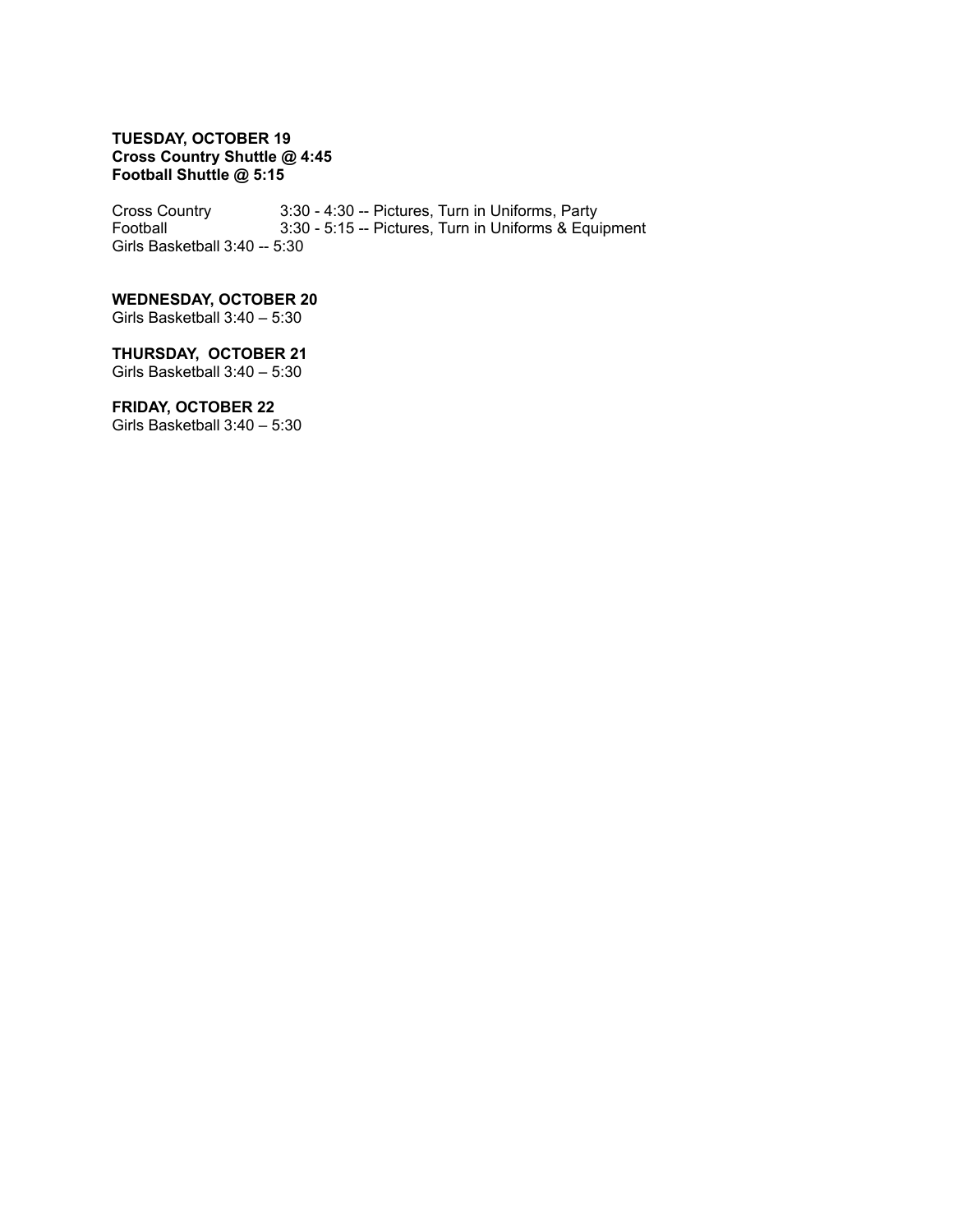**TUESDAY, OCTOBER 19**
**Cross Country Shuttle @ 4:45**
**Football Shuttle @ 5:15**

Cross Country 3:30 - 4:30 -- Pictures, Turn in Uniforms, Party
Football 3:30 - 5:15 -- Pictures, Turn in Uniforms & Equipment
Girls Basketball 3:40 -- 5:30

**WEDNESDAY, OCTOBER 20**
Girls Basketball 3:40 – 5:30

**THURSDAY, OCTOBER 21**
Girls Basketball 3:40 – 5:30

**FRIDAY, OCTOBER 22**
Girls Basketball 3:40 – 5:30